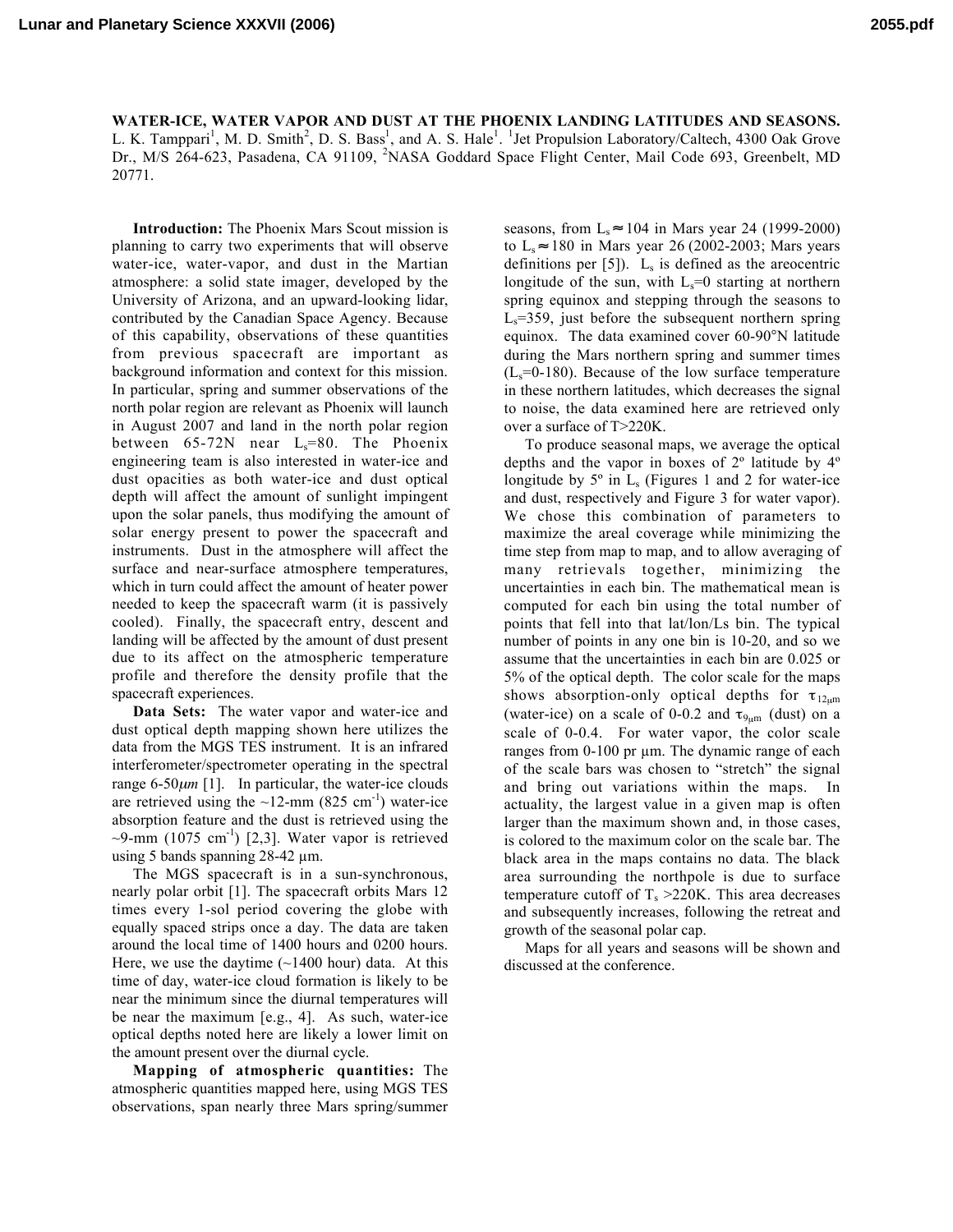# WATER-ICE, WATER VAPOR AND DUST AT THE PHOENIX LANDING LATITUDES AND SEASONS.

L. K. Tamppari[1], M. D. Smith[2], D. S. Bass[1], and A. S. Hale[1]. [1]Jet Propulsion Laboratory/Caltech, 4300 Oak Grove Dr., M/S 264-623, Pasadena, CA 91109, [2]NASA Goddard Space Flight Center, Mail Code 693, Greenbelt, MD 20771.

**Introduction:** The Phoenix Mars Scout mission is planning to carry two experiments that will observe water-ice, water-vapor, and dust in the Martian atmosphere: a solid state imager, developed by the University of Arizona, and an upward-looking lidar, contributed by the Canadian Space Agency. Because of this capability, observations of these quantities from previous spacecraft are important as background information and context for this mission. In particular, spring and summer observations of the north polar region are relevant as Phoenix will launch in August 2007 and land in the north polar region between 65-72N near $L_s$=80. The Phoenix engineering team is also interested in water-ice and dust opacities as both water-ice and dust optical depth will affect the amount of sunlight impingent upon the solar panels, thus modifying the amount of solar energy present to power the spacecraft and instruments. Dust in the atmosphere will affect the surface and near-surface atmosphere temperatures, which in turn could affect the amount of heater power needed to keep the spacecraft warm (it is passively cooled). Finally, the spacecraft entry, descent and landing will be affected by the amount of dust present due to its affect on the atmospheric temperature profile and therefore the density profile that the spacecraft experiences.

**Data Sets:** The water vapor and water-ice and dust optical depth mapping shown here utilizes the data from the MGS TES instrument. It is an infrared interferometer/spectrometer operating in the spectral range 6-50*μm* [1]. In particular, the water-ice clouds are retrieved using the ~12-mm (825 $cm^{-1}$) water-ice absorption feature and the dust is retrieved using the ~9-mm (1075 $cm^{-1}$) [2,3]. Water vapor is retrieved using 5 bands spanning 28-42 μm.

The MGS spacecraft is in a sun-synchronous, nearly polar orbit [1]. The spacecraft orbits Mars 12 times every 1-sol period covering the globe with equally spaced strips once a day. The data are taken around the local time of 1400 hours and 0200 hours. Here, we use the daytime (~1400 hour) data. At this time of day, water-ice cloud formation is likely to be near the minimum since the diurnal temperatures will be near the maximum [e.g., 4]. As such, water-ice optical depths noted here are likely a lower limit on the amount present over the diurnal cycle.

**Mapping of atmospheric quantities:** The atmospheric quantities mapped here, using MGS TES observations, span nearly three Mars spring/summer seasons, from $L_s \approx 104$ in Mars year 24 (1999-2000) to $L_s \approx 180$ in Mars year 26 (2002-2003; Mars years definitions per [5]). $L_s$ is defined as the areocentric longitude of the sun, with $L_s$=0 starting at northern spring equinox and stepping through the seasons to $L_s$=359, just before the subsequent northern spring equinox. The data examined cover 60-90°N latitude during the Mars northern spring and summer times ($L_s$=0-180). Because of the low surface temperature in these northern latitudes, which decreases the signal to noise, the data examined here are retrieved only over a surface of T>220K.

To produce seasonal maps, we average the optical depths and the vapor in boxes of 2º latitude by 4º longitude by 5º in $L_s$ (Figures 1 and 2 for water-ice and dust, respectively and Figure 3 for water vapor). We chose this combination of parameters to maximize the areal coverage while minimizing the time step from map to map, and to allow averaging of many retrievals together, minimizing the uncertainties in each bin. The mathematical mean is computed for each bin using the total number of points that fell into that lat/lon/Ls bin. The typical number of points in any one bin is 10-20, and so we assume that the uncertainties in each bin are 0.025 or 5% of the optical depth. The color scale for the maps shows absorption-only optical depths for $\tau_{12\mu m}$ (water-ice) on a scale of 0-0.2 and $\tau_{9\mu m}$ (dust) on a scale of 0-0.4. For water vapor, the color scale ranges from 0-100 pr μm. The dynamic range of each of the scale bars was chosen to "stretch" the signal and bring out variations within the maps. In actuality, the largest value in a given map is often larger than the maximum shown and, in those cases, is colored to the maximum color on the scale bar. The black area in the maps contains no data. The black area surrounding the northpole is due to surface temperature cutoff of $T_s$ >220K. This area decreases and subsequently increases, following the retreat and growth of the seasonal polar cap.

Maps for all years and seasons will be shown and discussed at the conference.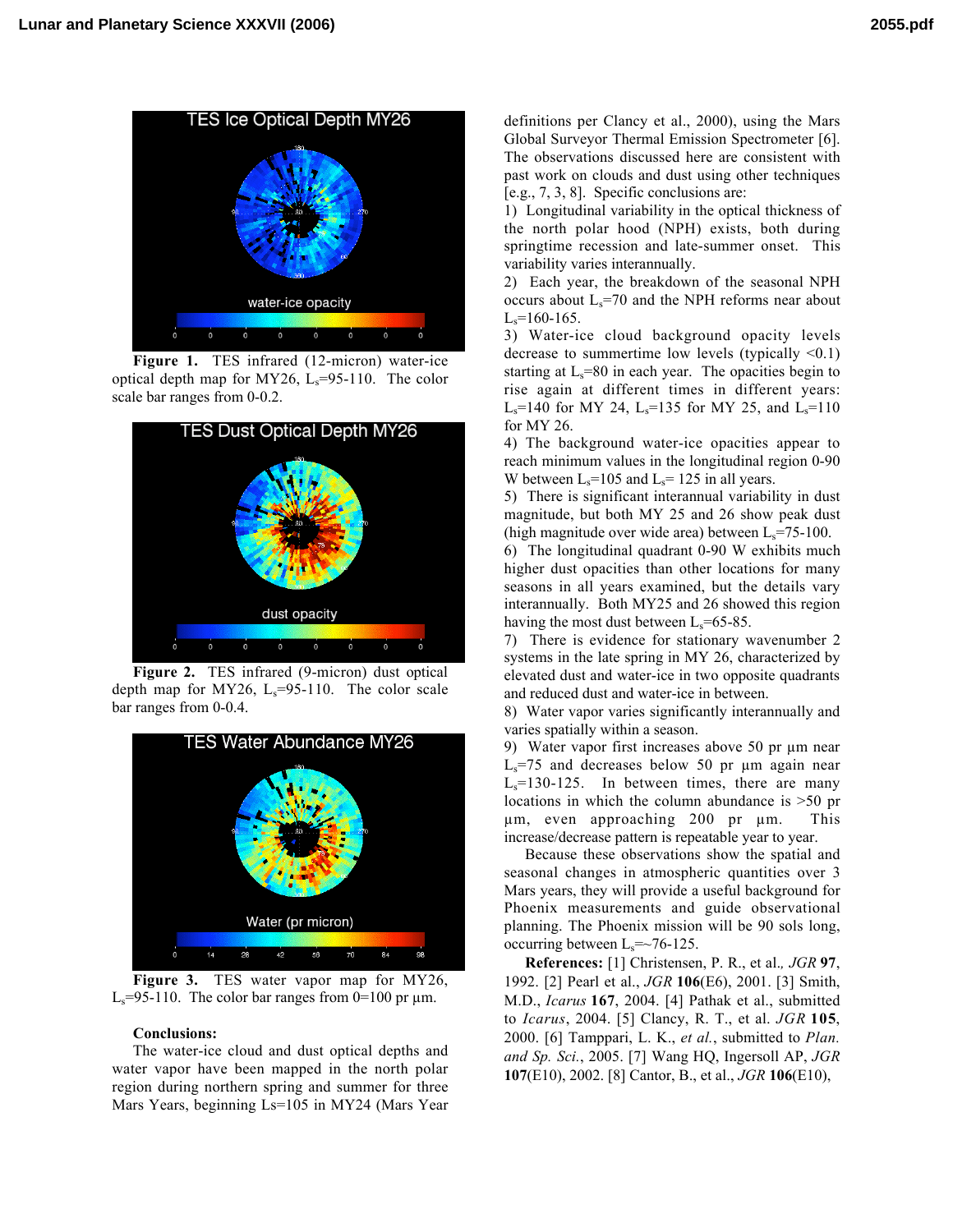TES Ice Optical Depth MY26

water-ice opacity

0 0 0 0 0 0 0 0

**Figure 1.** TES infrared (12-micron) water-ice optical depth map for MY26, $L_s$=95-110. The color scale bar ranges from 0-0.2.

TES Dust Optical Depth MY26

dust opacity

0 0 0 0 0 0 0 0

**Figure 2.** TES infrared (9-micron) dust optical depth map for MY26, $L_s$=95-110. The color scale bar ranges from 0-0.4.

TES Water Abundance MY26

Water (pr micron)

0 14 28 42 56 70 84 98

**Figure 3.** TES water vapor map for MY26, $L_s$=95-110. The color bar ranges from 0=100 pr µm.

**Conclusions:**

The water-ice cloud and dust optical depths and water vapor have been mapped in the north polar region during northern spring and summer for three Mars Years, beginning Ls=105 in MY24 (Mars Year definitions per Clancy et al., 2000), using the Mars Global Surveyor Thermal Emission Spectrometer [6]. The observations discussed here are consistent with past work on clouds and dust using other techniques [e.g., 7, 3, 8]. Specific conclusions are:

1) Longitudinal variability in the optical thickness of the north polar hood (NPH) exists, both during springtime recession and late-summer onset. This variability varies interannually.

2) Each year, the breakdown of the seasonal NPH occurs about $L_s$=70 and the NPH reforms near about $L_s$=160-165.

3) Water-ice cloud background opacity levels decrease to summertime low levels (typically <0.1) starting at $L_s$=80 in each year. The opacities begin to rise again at different times in different years: $L_s$=140 for MY 24, $L_s$=135 for MY 25, and $L_s$=110 for MY 26.

4) The background water-ice opacities appear to reach minimum values in the longitudinal region 0-90 W between $L_s$=105 and $L_s$= 125 in all years.

5) There is significant interannual variability in dust magnitude, but both MY 25 and 26 show peak dust (high magnitude over wide area) between $L_s$=75-100.

6) The longitudinal quadrant 0-90 W exhibits much higher dust opacities than other locations for many seasons in all years examined, but the details vary interannually. Both MY25 and 26 showed this region having the most dust between $L_s$=65-85.

7) There is evidence for stationary wavenumber 2 systems in the late spring in MY 26, characterized by elevated dust and water-ice in two opposite quadrants and reduced dust and water-ice in between.

8) Water vapor varies significantly interannually and varies spatially within a season.

9) Water vapor first increases above 50 pr µm near $L_s$=75 and decreases below 50 pr µm again near $L_s$=130-125. In between times, there are many locations in which the column abundance is >50 pr µm, even approaching 200 pr µm. This increase/decrease pattern is repeatable year to year.

Because these observations show the spatial and seasonal changes in atmospheric quantities over 3 Mars years, they will provide a useful background for Phoenix measurements and guide observational planning. The Phoenix mission will be 90 sols long, occurring between $L_s$=~76-125.

**References:** [1] Christensen, P. R., et al., *JGR* **97**, 1992. [2] Pearl et al., *JGR* **106**(E6), 2001. [3] Smith, M.D., *Icarus* **167**, 2004. [4] Pathak et al., submitted to *Icarus*, 2004. [5] Clancy, R. T., et al. *JGR* **105**, 2000. [6] Tamppari, L. K., *et al.*, submitted to *Plan. and Sp. Sci.*, 2005. [7] Wang HQ, Ingersoll AP, *JGR* **107**(E10), 2002. [8] Cantor, B., et al., *JGR* **106**(E10),